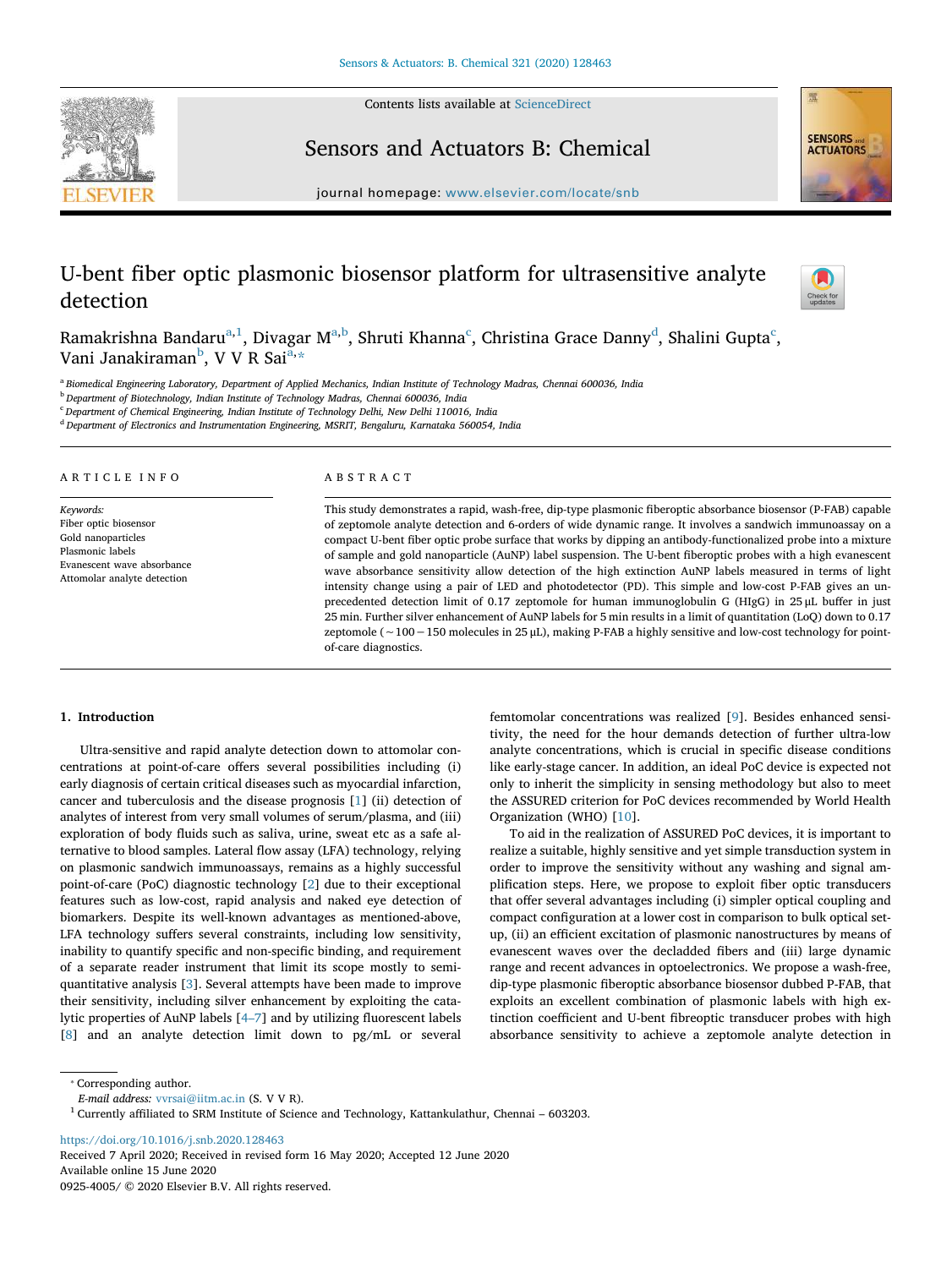# U-bent fiber optic plasmonic biosensor platform for ultrasensitive analyte detection

Ramakrishna Bandaru[a,1], Divagar M[a,b], Shruti Khanna[c], Christina Grace Danny[d], Shalini Gupta[c], Vani Janakiraman[b], V V R Sai[a,*]

[a] Biomedical Engineering Laboratory, Department of Applied Mechanics, Indian Institute of Technology Madras, Chennai 600036, India
[b] Department of Biotechnology, Indian Institute of Technology Madras, Chennai 600036, India
[c] Department of Chemical Engineering, Indian Institute of Technology Delhi, New Delhi 110016, India
[d] Department of Electronics and Instrumentation Engineering, MSRIT, Bengaluru, Karnataka 560054, India

**ARTICLE INFO**

*Keywords:*
Fiber optic biosensor
Gold nanoparticles
Plasmonic labels
Evanescent wave absorbance
Attomolar analyte detection

**ABSTRACT**

This study demonstrates a rapid, wash-free, dip-type plasmonic fiberoptic absorbance biosensor (P-FAB) capable of zeptomole analyte detection and 6-orders of wide dynamic range. It involves a sandwich immunoassay on a compact U-bent fiber optic probe surface that works by dipping an antibody-functionalized probe into a mixture of sample and gold nanoparticle (AuNP) label suspension. The U-bent fiberoptic probes with a high evanescent wave absorbance sensitivity allow detection of the high extinction AuNP labels measured in terms of light intensity change using a pair of LED and photodetector (PD). This simple and low-cost P-FAB gives an unprecedented detection limit of 0.17 zeptomole for human immunoglobulin G (HIgG) in 25 μL buffer in just 25 min. Further silver enhancement of AuNP labels for 5 min results in a limit of quantitation (LoQ) down to 0.17 zeptomole (~100 − 150 molecules in 25 μL), making P-FAB a highly sensitive and low-cost technology for point-of-care diagnostics.

## 1. Introduction

Ultra-sensitive and rapid analyte detection down to attomolar concentrations at point-of-care offers several possibilities including (i) early diagnosis of certain critical diseases such as myocardial infarction, cancer and tuberculosis and the disease prognosis [1] (ii) detection of analytes of interest from very small volumes of serum/plasma, and (iii) exploration of body fluids such as saliva, urine, sweat etc as a safe alternative to blood samples. Lateral flow assay (LFA) technology, relying on plasmonic sandwich immunoassays, remains as a highly successful point-of-care (PoC) diagnostic technology [2] due to their exceptional features such as low-cost, rapid analysis and naked eye detection of biomarkers. Despite its well-known advantages as mentioned-above, LFA technology suffers several constraints, including low sensitivity, inability to quantify specific and non-specific binding, and requirement of a separate reader instrument that limit its scope mostly to semi-quantitative analysis [3]. Several attempts have been made to improve their sensitivity, including silver enhancement by exploiting the catalytic properties of AuNP labels [4–7] and by utilizing fluorescent labels [8] and an analyte detection limit down to pg/mL or several femtomolar concentrations was realized [9]. Besides enhanced sensitivity, the need for the hour demands detection of further ultra-low analyte concentrations, which is crucial in specific disease conditions like early-stage cancer. In addition, an ideal PoC device is expected not only to inherit the simplicity in sensing methodology but also to meet the ASSURED criterion for PoC devices recommended by World Health Organization (WHO) [10].

To aid in the realization of ASSURED PoC devices, it is important to realize a suitable, highly sensitive and yet simple transduction system in order to improve the sensitivity without any washing and signal amplification steps. Here, we propose to exploit fiber optic transducers that offer several advantages including (i) simpler optical coupling and compact configuration at a lower cost in comparison to bulk optical setup, (ii) an efficient excitation of plasmonic nanostructures by means of evanescent waves over the decladded fibers and (iii) large dynamic range and recent advances in optoelectronics. We propose a wash-free, dip-type plasmonic fiberoptic absorbance biosensor dubbed P-FAB, that exploits an excellent combination of plasmonic labels with high extinction coefficient and U-bent fibreoptic transducer probes with high absorbance sensitivity to achieve a zeptomole analyte detection in

* Corresponding author.
*E-mail address:* vvrsai@iitm.ac.in (S. V V R).
[1] Currently affiliated to SRM Institute of Science and Technology, Kattankulathur, Chennai – 603203.

https://doi.org/10.1016/j.snb.2020.128463
Received 7 April 2020; Received in revised form 16 May 2020; Accepted 12 June 2020
Available online 15 June 2020
0925-4005/ © 2020 Elsevier B.V. All rights reserved.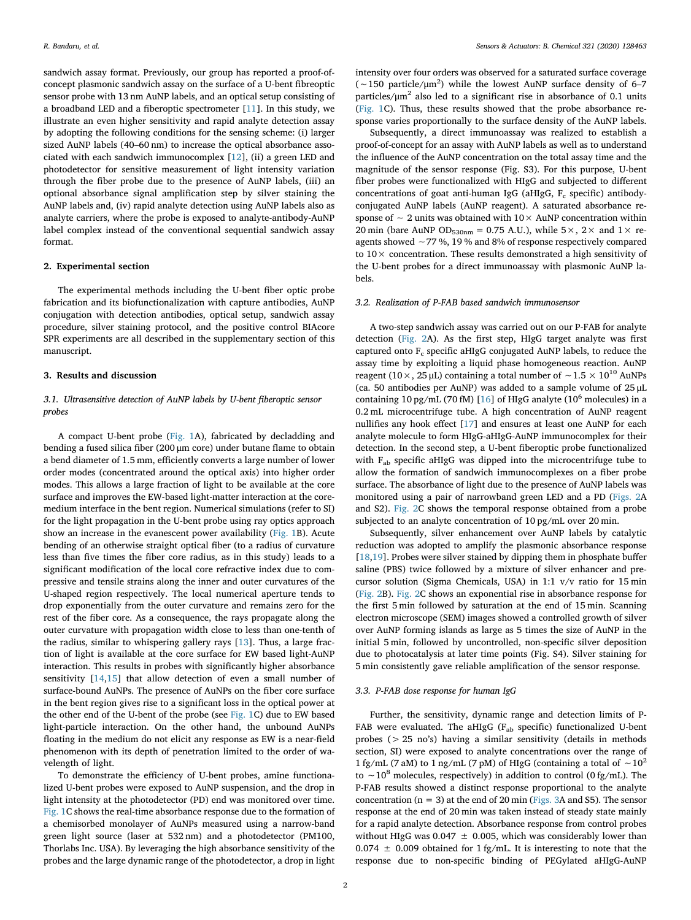sandwich assay format. Previously, our group has reported a proof-of-concept plasmonic sandwich assay on the surface of a U-bent fibreoptic sensor probe with 13 nm AuNP labels, and an optical setup consisting of a broadband LED and a fiberoptic spectrometer [11]. In this study, we illustrate an even higher sensitivity and rapid analyte detection assay by adopting the following conditions for the sensing scheme: (i) larger sized AuNP labels (40–60 nm) to increase the optical absorbance associated with each sandwich immunocomplex [12], (ii) a green LED and photodetector for sensitive measurement of light intensity variation through the fiber probe due to the presence of AuNP labels, (iii) an optional absorbance signal amplification step by silver staining the AuNP labels and, (iv) rapid analyte detection using AuNP labels also as analyte carriers, where the probe is exposed to analyte-antibody-AuNP label complex instead of the conventional sequential sandwich assay format.

## 2. Experimental section

The experimental methods including the U-bent fiber optic probe fabrication and its biofunctionalization with capture antibodies, AuNP conjugation with detection antibodies, optical setup, sandwich assay procedure, silver staining protocol, and the positive control BIAcore SPR experiments are all described in the supplementary section of this manuscript.

## 3. Results and discussion

### 3.1. Ultrasensitive detection of AuNP labels by U-bent fiberoptic sensor probes

A compact U-bent probe (Fig. 1A), fabricated by decladding and bending a fused silica fiber (200 μm core) under butane flame to obtain a bend diameter of 1.5 mm, efficiently converts a large number of lower order modes (concentrated around the optical axis) into higher order modes. This allows a large fraction of light to be available at the core surface and improves the EW-based light-matter interaction at the core-medium interface in the bent region. Numerical simulations (refer to SI) for the light propagation in the U-bent probe using ray optics approach show an increase in the evanescent power availability (Fig. 1B). Acute bending of an otherwise straight optical fiber (to a radius of curvature less than five times the fiber core radius, as in this study) leads to a significant modification of the local core refractive index due to compressive and tensile strains along the inner and outer curvatures of the U-shaped region respectively. The local numerical aperture tends to drop exponentially from the outer curvature and remains zero for the rest of the fiber core. As a consequence, the rays propagate along the outer curvature with propagation width close to less than one-tenth of the radius, similar to whispering gallery rays [13]. Thus, a large fraction of light is available at the core surface for EW based light-AuNP interaction. This results in probes with significantly higher absorbance sensitivity [14,15] that allow detection of even a small number of surface-bound AuNPs. The presence of AuNPs on the fiber core surface in the bent region gives rise to a significant loss in the optical power at the other end of the U-bent of the probe (see Fig. 1C) due to EW based light-particle interaction. On the other hand, the unbound AuNPs floating in the medium do not elicit any response as EW is a near-field phenomenon with its depth of penetration limited to the order of wavelength of light.

To demonstrate the efficiency of U-bent probes, amine functionalized U-bent probes were exposed to AuNP suspension, and the drop in light intensity at the photodetector (PD) end was monitored over time. Fig. 1C shows the real-time absorbance response due to the formation of a chemisorbed monolayer of AuNPs measured using a narrow-band green light source (laser at 532 nm) and a photodetector (PM100, Thorlabs Inc. USA). By leveraging the high absorbance sensitivity of the probes and the large dynamic range of the photodetector, a drop in light intensity over four orders was observed for a saturated surface coverage (~150 particle/μm$^2$) while the lowest AuNP surface density of 6–7 particles/μm$^2$ also led to a significant rise in absorbance of 0.1 units (Fig. 1C). Thus, these results showed that the probe absorbance response varies proportionally to the surface density of the AuNP labels.

Subsequently, a direct immunoassay was realized to establish a proof-of-concept for an assay with AuNP labels as well as to understand the influence of the AuNP concentration on the total assay time and the magnitude of the sensor response (Fig. S3). For this purpose, U-bent fiber probes were functionalized with HIgG and subjected to different concentrations of goat anti-human IgG (aHIgG, $F_c$ specific) antibody-conjugated AuNP labels (AuNP reagent). A saturated absorbance response of ~ 2 units was obtained with 10× AuNP concentration within 20 min (bare AuNP $OD_{530nm}$ = 0.75 A.U.), while 5×, 2× and 1× reagents showed ~77 %, 19 % and 8% of response respectively compared to 10× concentration. These results demonstrated a high sensitivity of the U-bent probes for a direct immunoassay with plasmonic AuNP labels.

### 3.2. Realization of P-FAB based sandwich immunosensor

A two-step sandwich assay was carried out on our P-FAB for analyte detection (Fig. 2A). As the first step, HIgG target analyte was first captured onto $F_c$ specific aHIgG conjugated AuNP labels, to reduce the assay time by exploiting a liquid phase homogeneous reaction. AuNP reagent (10×, 25 μL) containing a total number of ~1.5 × 10$^{10}$ AuNPs (ca. 50 antibodies per AuNP) was added to a sample volume of 25 μL containing 10 pg/mL (70 fM) [16] of HIgG analyte (10$^6$ molecules) in a 0.2 mL microcentrifuge tube. A high concentration of AuNP reagent nullifies any hook effect [17] and ensures at least one AuNP for each analyte molecule to form HIgG-aHIgG-AuNP immunocomplex for their detection. In the second step, a U-bent fiberoptic probe functionalized with $F_{ab}$ specific aHIgG was dipped into the microcentrifuge tube to allow the formation of sandwich immunocomplexes on a fiber probe surface. The absorbance of light due to the presence of AuNP labels was monitored using a pair of narrowband green LED and a PD (Figs. 2A and S2). Fig. 2C shows the temporal response obtained from a probe subjected to an analyte concentration of 10 pg/mL over 20 min.

Subsequently, silver enhancement over AuNP labels by catalytic reduction was adopted to amplify the plasmonic absorbance response [18,19]. Probes were silver stained by dipping them in phosphate buffer saline (PBS) twice followed by a mixture of silver enhancer and precursor solution (Sigma Chemicals, USA) in 1:1 v/v ratio for 15 min (Fig. 2B). Fig. 2C shows an exponential rise in absorbance response for the first 5 min followed by saturation at the end of 15 min. Scanning electron microscope (SEM) images showed a controlled growth of silver over AuNP forming islands as large as 5 times the size of AuNP in the initial 5 min, followed by uncontrolled, non-specific silver deposition due to photocatalysis at later time points (Fig. S4). Silver staining for 5 min consistently gave reliable amplification of the sensor response.

### 3.3. P-FAB dose response for human IgG

Further, the sensitivity, dynamic range and detection limits of P-FAB were evaluated. The aHIgG ($F_{ab}$ specific) functionalized U-bent probes (> 25 no's) having a similar sensitivity (details in methods section, SI) were exposed to analyte concentrations over the range of 1 fg/mL (7 aM) to 1 ng/mL (7 pM) of HIgG (containing a total of ~10$^2$ to ~10$^8$ molecules, respectively) in addition to control (0 fg/mL). The P-FAB results showed a distinct response proportional to the analyte concentration (n = 3) at the end of 20 min (Figs. 3A and S5). The sensor response at the end of 20 min was taken instead of steady state mainly for a rapid analyte detection. Absorbance response from control probes without HIgG was 0.047 ± 0.005, which was considerably lower than 0.074 ± 0.009 obtained for 1 fg/mL. It is interesting to note that the response due to non-specific binding of PEGylated aHIgG-AuNP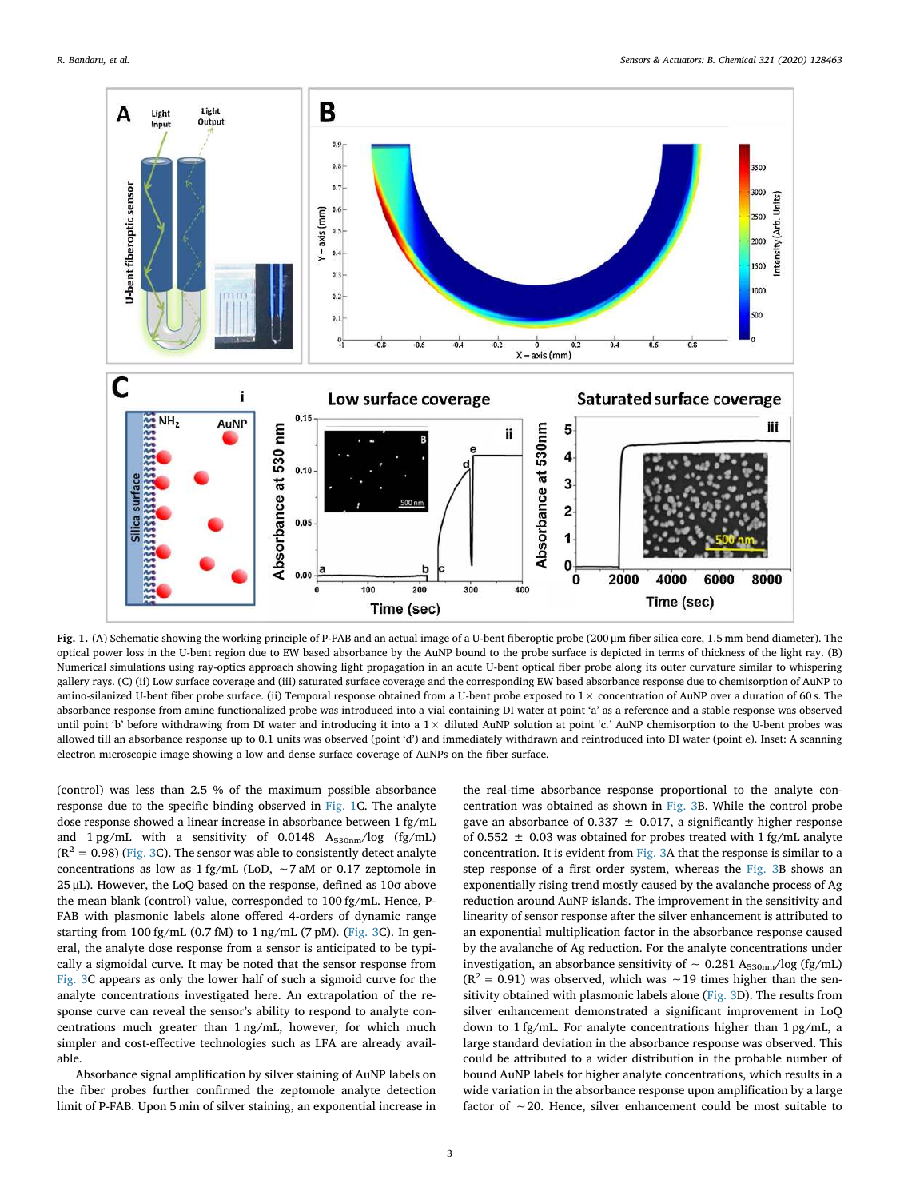**Fig. 1.** (A) Schematic showing the working principle of P-FAB and an actual image of a U-bent fiberoptic probe (200 μm fiber silica core, 1.5 mm bend diameter). The optical power loss in the U-bent region due to EW based absorbance by the AuNP bound to the probe surface is depicted in terms of thickness of the light ray. (B) Numerical simulations using ray-optics approach showing light propagation in an acute U-bent optical fiber probe along its outer curvature similar to whispering gallery rays. (C) (ii) Low surface coverage and (iii) saturated surface coverage and the corresponding EW based absorbance response due to chemisorption of AuNP to amino-silanized U-bent fiber probe surface. (ii) Temporal response obtained from a U-bent probe exposed to 1× concentration of AuNP over a duration of 60 s. The absorbance response from amine functionalized probe was introduced into a vial containing DI water at point 'a' as a reference and a stable response was observed until point 'b' before withdrawing from DI water and introducing it into a 1× diluted AuNP solution at point 'c.' AuNP chemisorption to the U-bent probes was allowed till an absorbance response up to 0.1 units was observed (point 'd') and immediately withdrawn and reintroduced into DI water (point e). Inset: A scanning electron microscopic image showing a low and dense surface coverage of AuNPs on the fiber surface.

(control) was less than 2.5 % of the maximum possible absorbance response due to the specific binding observed in Fig. 1C. The analyte dose response showed a linear increase in absorbance between 1 fg/mL and 1 pg/mL with a sensitivity of 0.0148 $A_{530nm}$/log (fg/mL) ($R^2$ = 0.98) (Fig. 3C). The sensor was able to consistently detect analyte concentrations as low as 1 fg/mL (LoD, ~7 aM or 0.17 zeptomole in 25 μL). However, the LoQ based on the response, defined as 10σ above the mean blank (control) value, corresponded to 100 fg/mL. Hence, P-FAB with plasmonic labels alone offered 4-orders of dynamic range starting from 100 fg/mL (0.7 fM) to 1 ng/mL (7 pM). (Fig. 3C). In general, the analyte dose response from a sensor is anticipated to be typically a sigmoidal curve. It may be noted that the sensor response from Fig. 3C appears as only the lower half of such a sigmoid curve for the analyte concentrations investigated here. An extrapolation of the response curve can reveal the sensor's ability to respond to analyte concentrations much greater than 1 ng/mL, however, for which much simpler and cost-effective technologies such as LFA are already available.

Absorbance signal amplification by silver staining of AuNP labels on the fiber probes further confirmed the zeptomole analyte detection limit of P-FAB. Upon 5 min of silver staining, an exponential increase in the real-time absorbance response proportional to the analyte concentration was obtained as shown in Fig. 3B. While the control probe gave an absorbance of 0.337 ± 0.017, a significantly higher response of 0.552 ± 0.03 was obtained for probes treated with 1 fg/mL analyte concentration. It is evident from Fig. 3A that the response is similar to a step response of a first order system, whereas the Fig. 3B shows an exponentially rising trend mostly caused by the avalanche process of Ag reduction around AuNP islands. The improvement in the sensitivity and linearity of sensor response after the silver enhancement is attributed to an exponential multiplication factor in the absorbance response caused by the avalanche of Ag reduction. For the analyte concentrations under investigation, an absorbance sensitivity of ~ 0.281 $A_{530nm}$/log (fg/mL) ($R^2$ = 0.91) was observed, which was ~19 times higher than the sensitivity obtained with plasmonic labels alone (Fig. 3D). The results from silver enhancement demonstrated a significant improvement in LoQ down to 1 fg/mL. For analyte concentrations higher than 1 pg/mL, a large standard deviation in the absorbance response was observed. This could be attributed to a wider distribution in the probable number of bound AuNP labels for higher analyte concentrations, which results in a wide variation in the absorbance response upon amplification by a large factor of ~20. Hence, silver enhancement could be most suitable to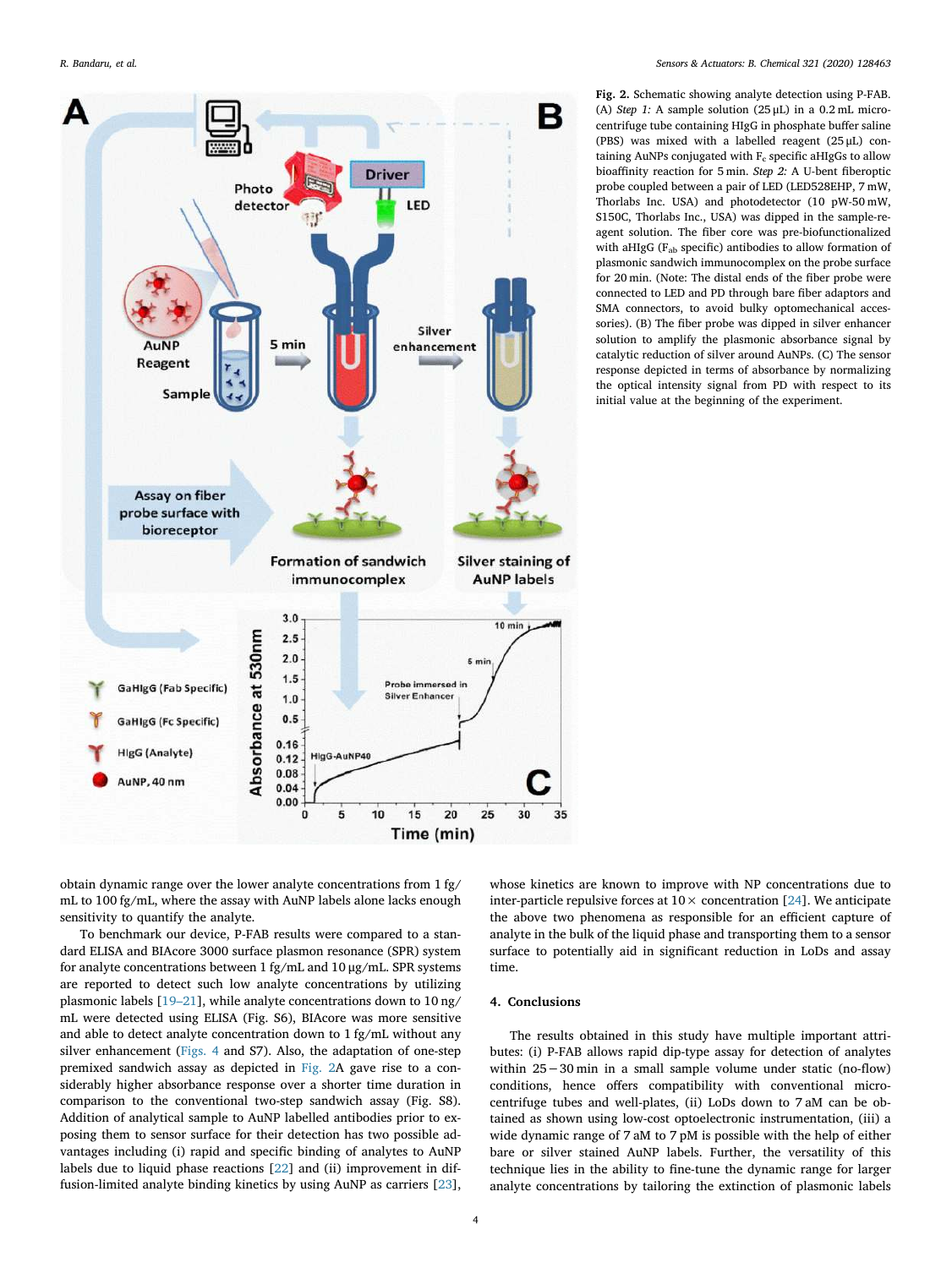**Fig. 2.** Schematic showing analyte detection using P-FAB. (A) *Step 1:* A sample solution (25 μL) in a 0.2 mL micro-centrifuge tube containing HIgG in phosphate buffer saline (PBS) was mixed with a labelled reagent (25 μL) containing AuNPs conjugated with $F_c$ specific aHIgGs to allow bioaffinity reaction for 5 min. *Step 2:* A U-bent fiberoptic probe coupled between a pair of LED (LED528EHP, 7 mW, Thorlabs Inc. USA) and photodetector (10 pW-50 mW, S150C, Thorlabs Inc., USA) was dipped in the sample-reagent solution. The fiber core was pre-biofunctionalized with aHIgG ($F_{ab}$ specific) antibodies to allow formation of plasmonic sandwich immunocomplex on the probe surface for 20 min. (Note: The distal ends of the fiber probe were connected to LED and PD through bare fiber adaptors and SMA connectors, to avoid bulky optomechanical accessories). (B) The fiber probe was dipped in silver enhancer solution to amplify the plasmonic absorbance signal by catalytic reduction of silver around AuNPs. (C) The sensor response depicted in terms of absorbance by normalizing the optical intensity signal from PD with respect to its initial value at the beginning of the experiment.

obtain dynamic range over the lower analyte concentrations from 1 fg/mL to 100 fg/mL, where the assay with AuNP labels alone lacks enough sensitivity to quantify the analyte.

To benchmark our device, P-FAB results were compared to a standard ELISA and BIAcore 3000 surface plasmon resonance (SPR) system for analyte concentrations between 1 fg/mL and 10 μg/mL. SPR systems are reported to detect such low analyte concentrations by utilizing plasmonic labels [19–21], while analyte concentrations down to 10 ng/mL were detected using ELISA (Fig. S6), BIAcore was more sensitive and able to detect analyte concentration down to 1 fg/mL without any silver enhancement (Figs. 4 and S7). Also, the adaptation of one-step premixed sandwich assay as depicted in Fig. 2A gave rise to a considerably higher absorbance response over a shorter time duration in comparison to the conventional two-step sandwich assay (Fig. S8). Addition of analytical sample to AuNP labelled antibodies prior to exposing them to sensor surface for their detection has two possible advantages including (i) rapid and specific binding of analytes to AuNP labels due to liquid phase reactions [22] and (ii) improvement in diffusion-limited analyte binding kinetics by using AuNP as carriers [23], whose kinetics are known to improve with NP concentrations due to inter-particle repulsive forces at 10× concentration [24]. We anticipate the above two phenomena as responsible for an efficient capture of analyte in the bulk of the liquid phase and transporting them to a sensor surface to potentially aid in significant reduction in LoDs and assay time.

## 4. Conclusions

The results obtained in this study have multiple important attributes: (i) P-FAB allows rapid dip-type assay for detection of analytes within 25−30 min in a small sample volume under static (no-flow) conditions, hence offers compatibility with conventional micro-centrifuge tubes and well-plates, (ii) LoDs down to 7 aM can be obtained as shown using low-cost optoelectronic instrumentation, (iii) a wide dynamic range of 7 aM to 7 pM is possible with the help of either bare or silver stained AuNP labels. Further, the versatility of this technique lies in the ability to fine-tune the dynamic range for larger analyte concentrations by tailoring the extinction of plasmonic labels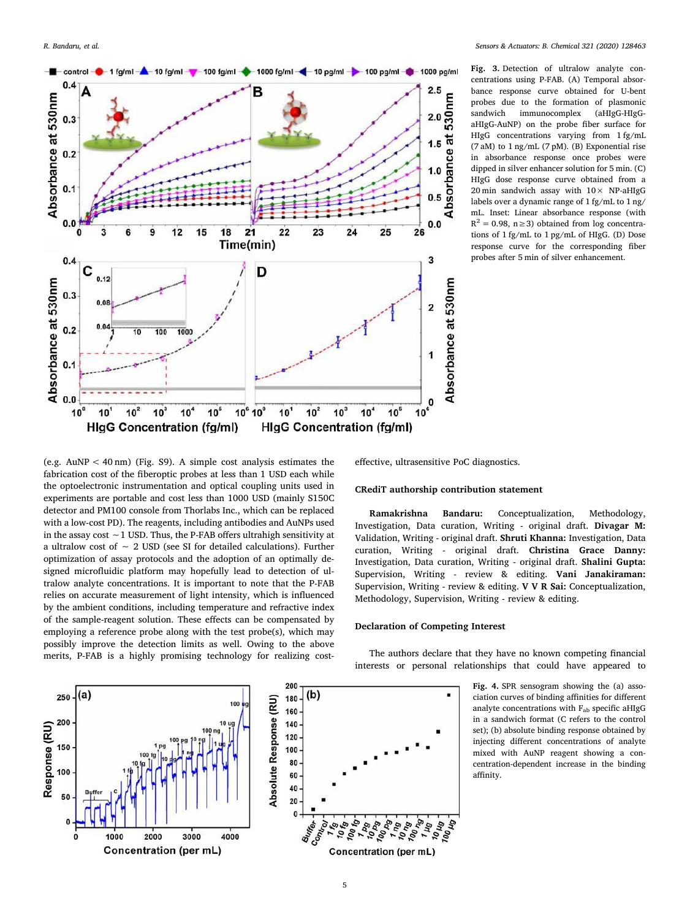Fig. 3. Detection of ultralow analyte concentrations using P-FAB. (A) Temporal absorbance response curve obtained for U-bent probes due to the formation of plasmonic sandwich immunocomplex (aHIgG-HIgG-aHIgG-AuNP) on the probe fiber surface for HIgG concentrations varying from 1 fg/mL (7 aM) to 1 ng/mL (7 pM). (B) Exponential rise in absorbance response once probes were dipped in silver enhancer solution for 5 min. (C) HIgG dose response curve obtained from a 20 min sandwich assay with 10× NP-aHIgG labels over a dynamic range of 1 fg/mL to 1 ng/mL. Inset: Linear absorbance response (with $R^2$ = 0.98, n ≥ 3) obtained from log concentrations of 1 fg/mL to 1 pg/mL of HIgG. (D) Dose response curve for the corresponding fiber probes after 5 min of silver enhancement.

(e.g. AuNP < 40 nm) (Fig. S9). A simple cost analysis estimates the fabrication cost of the fiberoptic probes at less than 1 USD each while the optoelectronic instrumentation and optical coupling units used in experiments are portable and cost less than 1000 USD (mainly S150C detector and PM100 console from Thorlabs Inc., which can be replaced with a low-cost PD). The reagents, including antibodies and AuNPs used in the assay cost ~1 USD. Thus, the P-FAB offers ultrahigh sensitivity at a ultralow cost of ~ 2 USD (see SI for detailed calculations). Further optimization of assay protocols and the adoption of an optimally designed microfluidic platform may further lead to detection of ultralow analyte concentrations. It is important to note that the P-FAB relies on accurate measurement of light intensity, which is influenced by the ambient conditions, including temperature and refractive index of the sample-reagent solution. These effects can be compensated by employing a reference probe along with the test probe(s), which may possibly improve the detection limits as well. Owing to the above merits, P-FAB is a highly promising technology for realizing cost-effective, ultrasensitive PoC diagnostics.

## CRediT authorship contribution statement

**Ramakrishna Bandaru:** Conceptualization, Methodology, Investigation, Data curation, Writing - original draft. **Divagar M:** Validation, Writing - original draft. **Shruti Khanna:** Investigation, Data curation, Writing - original draft. **Christina Grace Danny:** Investigation, Data curation, Writing - original draft. **Shalini Gupta:** Supervision, Writing - review & editing. **Vani Janakiraman:** Supervision, Writing - review & editing. **V V R Sai:** Conceptualization, Methodology, Supervision, Writing - review & editing.

## Declaration of Competing Interest

The authors declare that they have no known competing financial interests or personal relationships that could have appeared to

Fig. 4. SPR sensogram showing the (a) association curves of binding affinities for different analyte concentrations with $F_{ab}$ specific aHIgG in a sandwich format (C refers to the control set); (b) absolute binding response obtained by injecting different concentrations of analyte mixed with AuNP reagent showing a concentration-dependent increase in the binding affinity.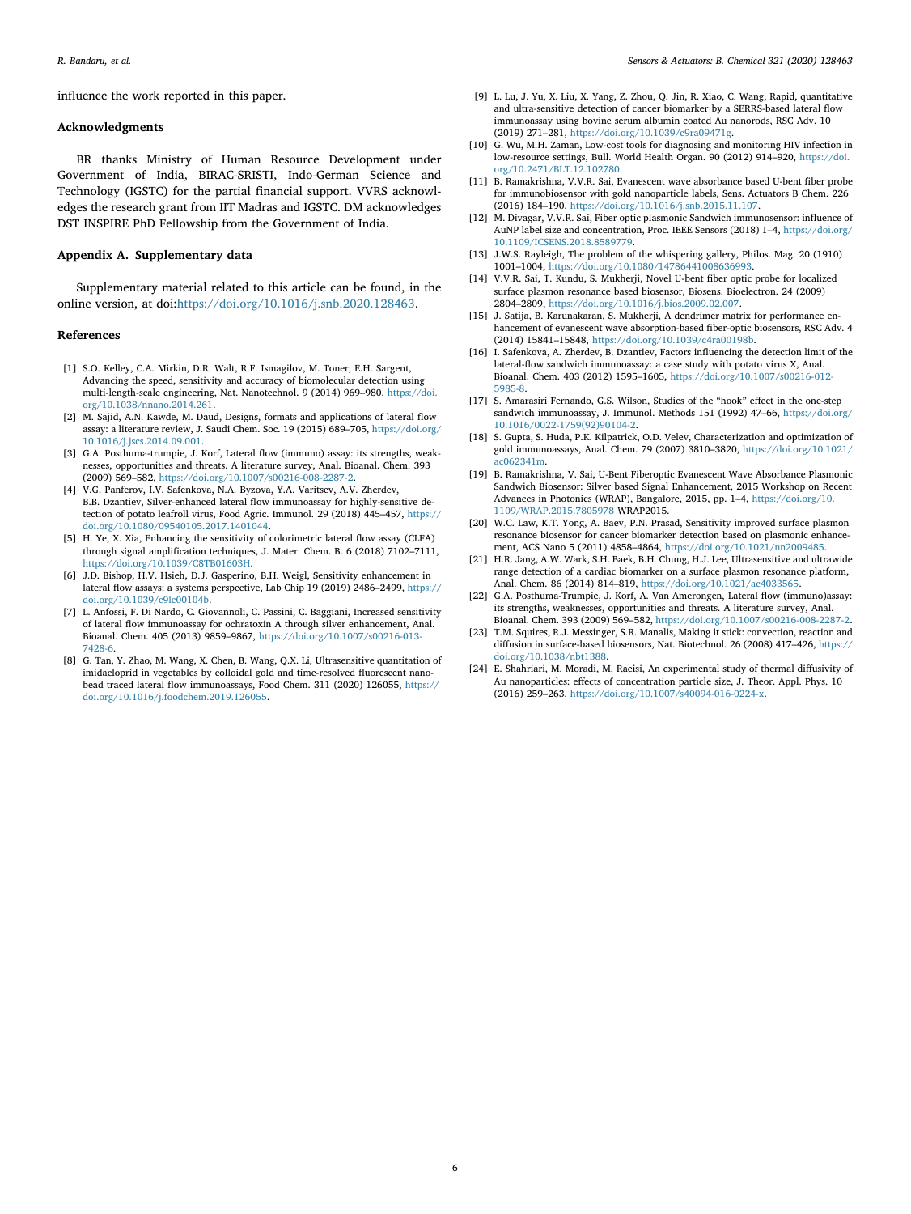influence the work reported in this paper.

## Acknowledgments

BR thanks Ministry of Human Resource Development under Government of India, BIRAC-SRISTI, Indo-German Science and Technology (IGSTC) for the partial financial support. VVRS acknowledges the research grant from IIT Madras and IGSTC. DM acknowledges DST INSPIRE PhD Fellowship from the Government of India.

## Appendix A. Supplementary data

Supplementary material related to this article can be found, in the online version, at doi:https://doi.org/10.1016/j.snb.2020.128463.

## References

[1] S.O. Kelley, C.A. Mirkin, D.R. Walt, R.F. Ismagilov, M. Toner, E.H. Sargent, Advancing the speed, sensitivity and accuracy of biomolecular detection using multi-length-scale engineering, Nat. Nanotechnol. 9 (2014) 969–980, https://doi.org/10.1038/nnano.2014.261.

[2] M. Sajid, A.N. Kawde, M. Daud, Designs, formats and applications of lateral flow assay: a literature review, J. Saudi Chem. Soc. 19 (2015) 689–705, https://doi.org/10.1016/j.jscs.2014.09.001.

[3] G.A. Posthuma-trumpie, J. Korf, Lateral flow (immuno) assay: its strengths, weaknesses, opportunities and threats. A literature survey, Anal. Bioanal. Chem. 393 (2009) 569–582, https://doi.org/10.1007/s00216-008-2287-2.

[4] V.G. Panferov, I.V. Safenkova, N.A. Byzova, Y.A. Varitsev, A.V. Zherdev, B.B. Dzantiev, Silver-enhanced lateral flow immunoassay for highly-sensitive detection of potato leafroll virus, Food Agric. Immunol. 29 (2018) 445–457, https://doi.org/10.1080/09540105.2017.1401044.

[5] H. Ye, X. Xia, Enhancing the sensitivity of colorimetric lateral flow assay (CLFA) through signal amplification techniques, J. Mater. Chem. B. 6 (2018) 7102–7111, https://doi.org/10.1039/C8TB01603H.

[6] J.D. Bishop, H.V. Hsieh, D.J. Gasperino, B.H. Weigl, Sensitivity enhancement in lateral flow assays: a systems perspective, Lab Chip 19 (2019) 2486–2499, https://doi.org/10.1039/c9lc00104b.

[7] L. Anfossi, F. Di Nardo, C. Giovannoli, C. Passini, C. Baggiani, Increased sensitivity of lateral flow immunoassay for ochratoxin A through silver enhancement, Anal. Bioanal. Chem. 405 (2013) 9859–9867, https://doi.org/10.1007/s00216-013-7428-6.

[8] G. Tan, Y. Zhao, M. Wang, X. Chen, B. Wang, Q.X. Li, Ultrasensitive quantitation of imidacloprid in vegetables by colloidal gold and time-resolved fluorescent nanobead traced lateral flow immunoassays, Food Chem. 311 (2020) 126055, https://doi.org/10.1016/j.foodchem.2019.126055.

[9] L. Lu, J. Yu, X. Liu, X. Yang, Z. Zhou, Q. Jin, R. Xiao, C. Wang, Rapid, quantitative and ultra-sensitive detection of cancer biomarker by a SERRS-based lateral flow immunoassay using bovine serum albumin coated Au nanorods, RSC Adv. 10 (2019) 271–281, https://doi.org/10.1039/c9ra09471g.

[10] G. Wu, M.H. Zaman, Low-cost tools for diagnosing and monitoring HIV infection in low-resource settings, Bull. World Health Organ. 90 (2012) 914–920, https://doi.org/10.2471/BLT.12.102780.

[11] B. Ramakrishna, V.V.R. Sai, Evanescent wave absorbance based U-bent fiber probe for immunobiosensor with gold nanoparticle labels, Sens. Actuators B Chem. 226 (2016) 184–190, https://doi.org/10.1016/j.snb.2015.11.107.

[12] M. Divagar, V.V.R. Sai, Fiber optic plasmonic Sandwich immunosensor: influence of AuNP label size and concentration, Proc. IEEE Sensors (2018) 1–4, https://doi.org/10.1109/ICSENS.2018.8589779.

[13] J.W.S. Rayleigh, The problem of the whispering gallery, Philos. Mag. 20 (1910) 1001–1004, https://doi.org/10.1080/14786441008636993.

[14] V.V.R. Sai, T. Kundu, S. Mukherji, Novel U-bent fiber optic probe for localized surface plasmon resonance based biosensor, Biosens. Bioelectron. 24 (2009) 2804–2809, https://doi.org/10.1016/j.bios.2009.02.007.

[15] J. Satija, B. Karunakaran, S. Mukherji, A dendrimer matrix for performance enhancement of evanescent wave absorption-based fiber-optic biosensors, RSC Adv. 4 (2014) 15841–15848, https://doi.org/10.1039/c4ra00198b.

[16] I. Safenkova, A. Zherdev, B. Dzantiev, Factors influencing the detection limit of the lateral-flow sandwich immunoassay: a case study with potato virus X, Anal. Bioanal. Chem. 403 (2012) 1595–1605, https://doi.org/10.1007/s00216-012-5985-8.

[17] S. Amarasiri Fernando, G.S. Wilson, Studies of the "hook" effect in the one-step sandwich immunoassay, J. Immunol. Methods 151 (1992) 47–66, https://doi.org/10.1016/0022-1759(92)90104-2.

[18] S. Gupta, S. Huda, P.K. Kilpatrick, O.D. Velev, Characterization and optimization of gold immunoassays, Anal. Chem. 79 (2007) 3810–3820, https://doi.org/10.1021/ac062341m.

[19] B. Ramakrishna, V. Sai, U-Bent Fiberoptic Evanescent Wave Absorbance Plasmonic Sandwich Biosensor: Silver based Signal Enhancement, 2015 Workshop on Recent Advances in Photonics (WRAP), Bangalore, 2015, pp. 1–4, https://doi.org/10.1109/WRAP.2015.7805978 WRAP2015.

[20] W.C. Law, K.T. Yong, A. Baev, P.N. Prasad, Sensitivity improved surface plasmon resonance biosensor for cancer biomarker detection based on plasmonic enhancement, ACS Nano 5 (2011) 4858–4864, https://doi.org/10.1021/nn2009485.

[21] H.R. Jang, A.W. Wark, S.H. Baek, B.H. Chung, H.J. Lee, Ultrasensitive and ultrawide range detection of a cardiac biomarker on a surface plasmon resonance platform, Anal. Chem. 86 (2014) 814–819, https://doi.org/10.1021/ac4033565.

[22] G.A. Posthuma-Trumpie, J. Korf, A. Van Amerongen, Lateral flow (immuno)assay: its strengths, weaknesses, opportunities and threats. A literature survey, Anal. Bioanal. Chem. 393 (2009) 569–582, https://doi.org/10.1007/s00216-008-2287-2.

[23] T.M. Squires, R.J. Messinger, S.R. Manalis, Making it stick: convection, reaction and diffusion in surface-based biosensors, Nat. Biotechnol. 26 (2008) 417–426, https://doi.org/10.1038/nbt1388.

[24] E. Shahriari, M. Moradi, M. Raeisi, An experimental study of thermal diffusivity of Au nanoparticles: effects of concentration particle size, J. Theor. Appl. Phys. 10 (2016) 259–263, https://doi.org/10.1007/s40094-016-0224-x.